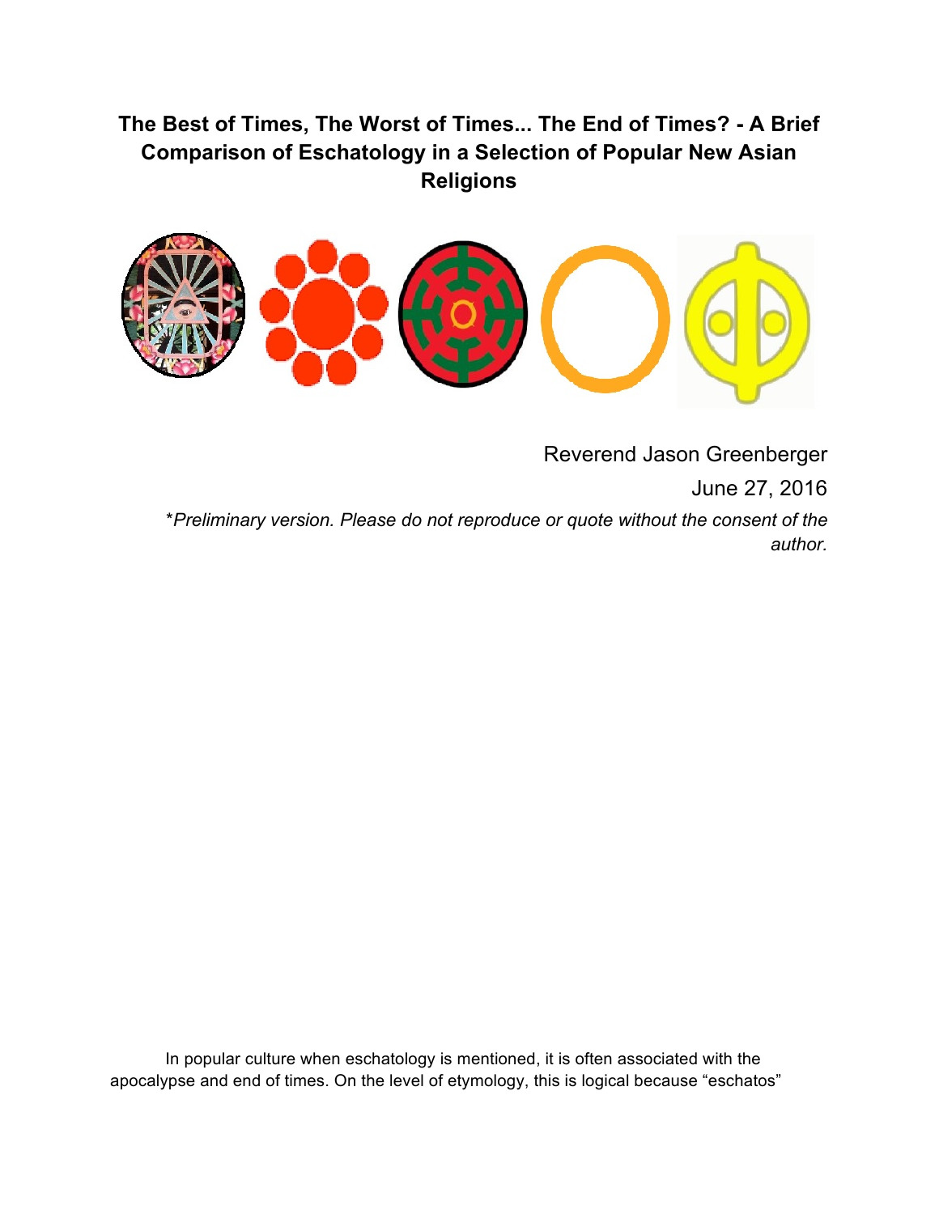# The Best of Times, The Worst of Times... The End of Times? - A Brief Comparison of Eschatology in a Selection of Popular New Asian Religions

Reverend Jason Greenberger

June 27, 2016

*\*Preliminary version. Please do not reproduce or quote without the consent of the author.*

In popular culture when eschatology is mentioned, it is often associated with the apocalypse and end of times. On the level of etymology, this is logical because "eschatos"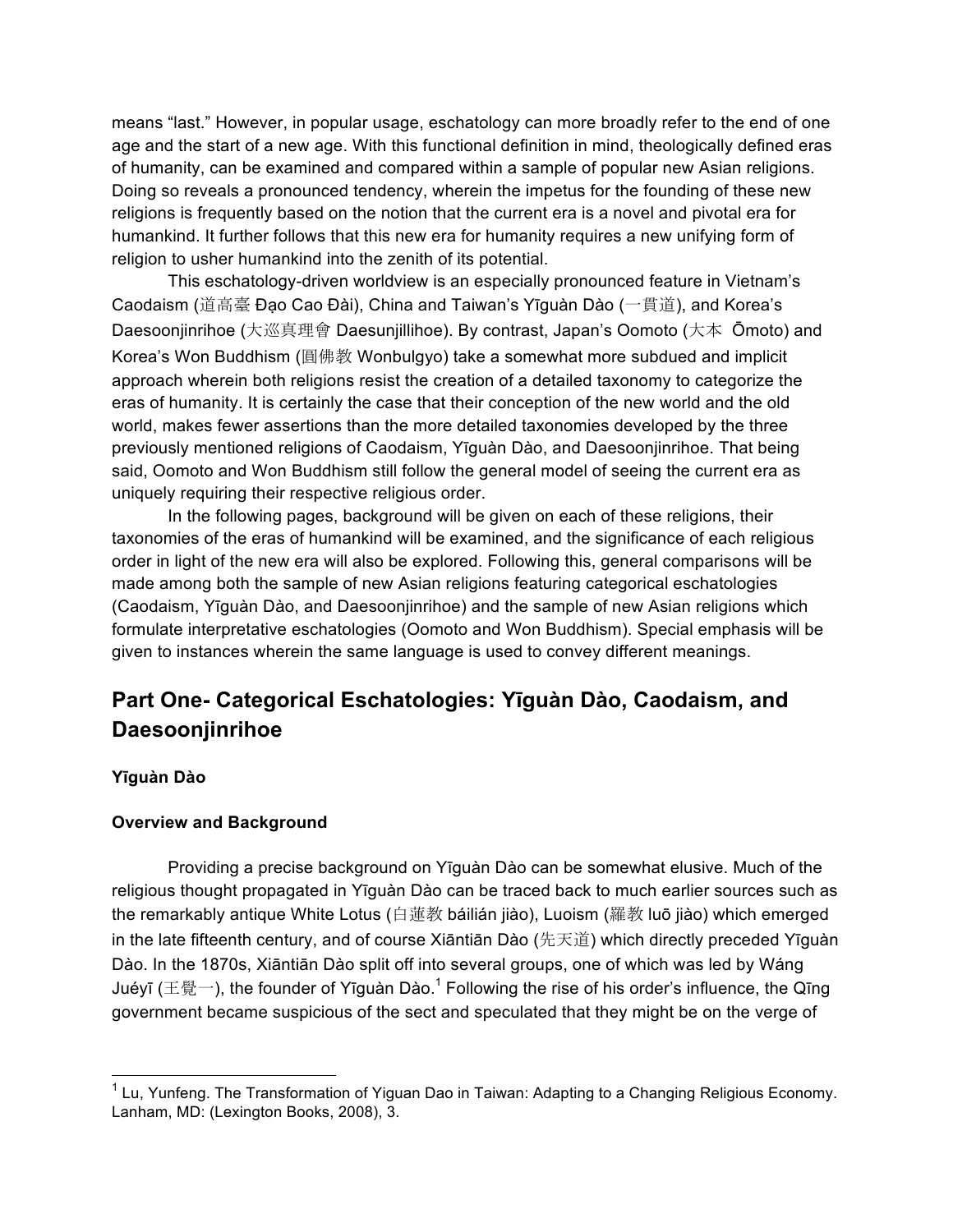means "last." However, in popular usage, eschatology can more broadly refer to the end of one age and the start of a new age. With this functional definition in mind, theologically defined eras of humanity, can be examined and compared within a sample of popular new Asian religions. Doing so reveals a pronounced tendency, wherein the impetus for the founding of these new religions is frequently based on the notion that the current era is a novel and pivotal era for humankind. It further follows that this new era for humanity requires a new unifying form of religion to usher humankind into the zenith of its potential.

This eschatology-driven worldview is an especially pronounced feature in Vietnam's Caodaism (道高臺 Đạo Cao Đài), China and Taiwan's Yīguàn Dào (一貫道), and Korea's Daesoonjinrihoe (大巡真理會 Daesunjillihoe). By contrast, Japan's Oomoto (大本 Ōmoto) and Korea's Won Buddhism (圓佛教 Wonbulgyo) take a somewhat more subdued and implicit approach wherein both religions resist the creation of a detailed taxonomy to categorize the eras of humanity. It is certainly the case that their conception of the new world and the old world, makes fewer assertions than the more detailed taxonomies developed by the three previously mentioned religions of Caodaism, Yīguàn Dào, and Daesoonjinrihoe. That being said, Oomoto and Won Buddhism still follow the general model of seeing the current era as uniquely requiring their respective religious order.

In the following pages, background will be given on each of these religions, their taxonomies of the eras of humankind will be examined, and the significance of each religious order in light of the new era will also be explored. Following this, general comparisons will be made among both the sample of new Asian religions featuring categorical eschatologies (Caodaism, Yīguàn Dào, and Daesoonjinrihoe) and the sample of new Asian religions which formulate interpretative eschatologies (Oomoto and Won Buddhism). Special emphasis will be given to instances wherein the same language is used to convey different meanings.

## Part One- Categorical Eschatologies: Yīguàn Dào, Caodaism, and Daesoonjinrihoe

### Yīguàn Dào

#### Overview and Background

Providing a precise background on Yīguàn Dào can be somewhat elusive. Much of the religious thought propagated in Yīguàn Dào can be traced back to much earlier sources such as the remarkably antique White Lotus (白蓮教 báilián jiào), Luoism (羅教 luō jiào) which emerged in the late fifteenth century, and of course Xiāntiān Dào (先天道) which directly preceded Yīguàn Dào. In the 1870s, Xiāntiān Dào split off into several groups, one of which was led by Wáng Juéyī (王覺一), the founder of Yīguàn Dào.[1] Following the rise of his order's influence, the Qīng government became suspicious of the sect and speculated that they might be on the verge of

---

[1] Lu, Yunfeng. The Transformation of Yiguan Dao in Taiwan: Adapting to a Changing Religious Economy. Lanham, MD: (Lexington Books, 2008), 3.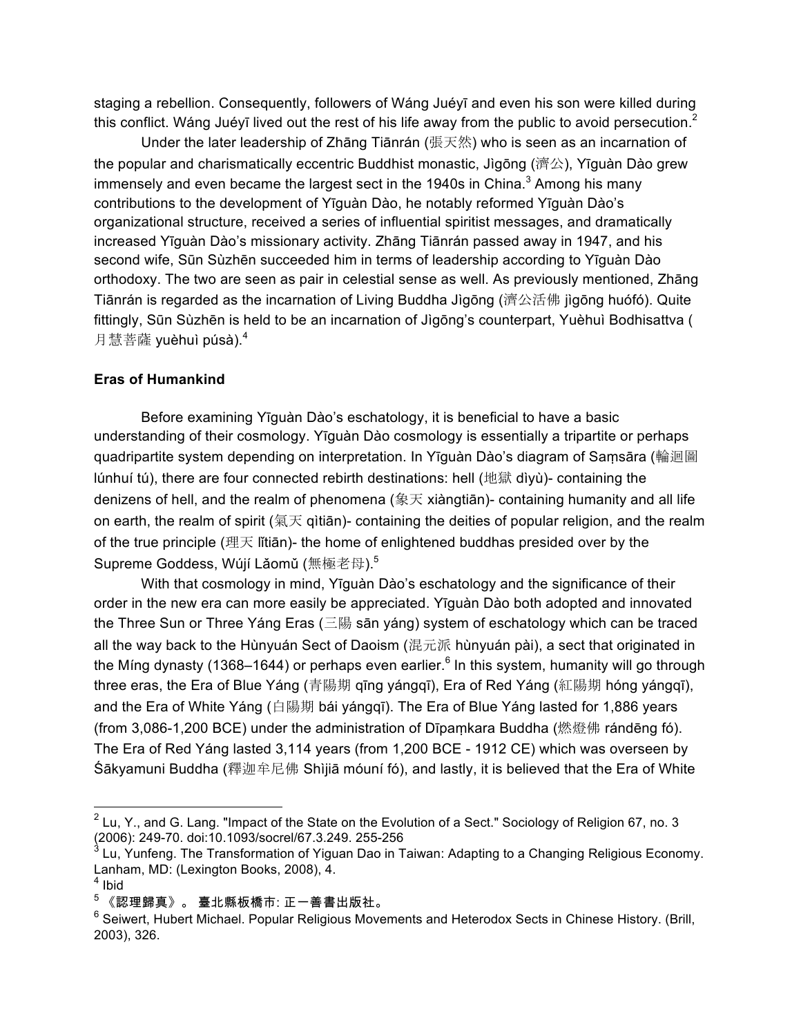staging a rebellion. Consequently, followers of Wáng Juéyī and even his son were killed during this conflict. Wáng Juéyī lived out the rest of his life away from the public to avoid persecution.[2]

Under the later leadership of Zhāng Tiānrán (張天然) who is seen as an incarnation of the popular and charismatically eccentric Buddhist monastic, Jìgōng (濟公), Yīguàn Dào grew immensely and even became the largest sect in the 1940s in China.[3] Among his many contributions to the development of Yīguàn Dào, he notably reformed Yīguàn Dào's organizational structure, received a series of influential spiritist messages, and dramatically increased Yīguàn Dào's missionary activity. Zhāng Tiānrán passed away in 1947, and his second wife, Sūn Sùzhēn succeeded him in terms of leadership according to Yīguàn Dào orthodoxy. The two are seen as pair in celestial sense as well. As previously mentioned, Zhāng Tiānrán is regarded as the incarnation of Living Buddha Jìgōng (濟公活佛 jìgōng huófó). Quite fittingly, Sūn Sùzhēn is held to be an incarnation of Jìgōng's counterpart, Yuèhuì Bodhisattva (月慧菩薩 yuèhuì púsà).[4]

**Eras of Humankind**

Before examining Yīguàn Dào's eschatology, it is beneficial to have a basic understanding of their cosmology. Yīguàn Dào cosmology is essentially a tripartite or perhaps quadripartite system depending on interpretation. In Yīguàn Dào's diagram of Saṃsāra (輪迴圖 lúnhuí tú), there are four connected rebirth destinations: hell (地獄 dìyù)- containing the denizens of hell, and the realm of phenomena (象天 xiàngtiān)- containing humanity and all life on earth, the realm of spirit (氣天 qìtiān)- containing the deities of popular religion, and the realm of the true principle (理天 lǐtiān)- the home of enlightened buddhas presided over by the Supreme Goddess, Wújí Lǎomǔ (無極老母).[5]

With that cosmology in mind, Yīguàn Dào's eschatology and the significance of their order in the new era can more easily be appreciated. Yīguàn Dào both adopted and innovated the Three Sun or Three Yáng Eras (三陽 sān yáng) system of eschatology which can be traced all the way back to the Hùnyuán Sect of Daoism (混元派 hùnyuán pài), a sect that originated in the Míng dynasty (1368–1644) or perhaps even earlier.[6] In this system, humanity will go through three eras, the Era of Blue Yáng (青陽期 qīng yángqī), Era of Red Yáng (紅陽期 hóng yángqī), and the Era of White Yáng (白陽期 bái yángqī). The Era of Blue Yáng lasted for 1,886 years (from 3,086-1,200 BCE) under the administration of Dīpaṃkara Buddha (燃燈佛 rándēng fó). The Era of Red Yáng lasted 3,114 years (from 1,200 BCE - 1912 CE) which was overseen by Śākyamuni Buddha (釋迦牟尼佛 Shìjiā móuní fó), and lastly, it is believed that the Era of White

---

[2] Lu, Y., and G. Lang. "Impact of the State on the Evolution of a Sect." Sociology of Religion 67, no. 3 (2006): 249-70. doi:10.1093/socrel/67.3.249. 255-256

[3] Lu, Yunfeng. The Transformation of Yiguan Dao in Taiwan: Adapting to a Changing Religious Economy. Lanham, MD: (Lexington Books, 2008), 4.

[4] Ibid

[5] 《認理歸真》。 臺北縣板橋市: 正一善書出版社。

[6] Seiwert, Hubert Michael. Popular Religious Movements and Heterodox Sects in Chinese History. (Brill, 2003), 326.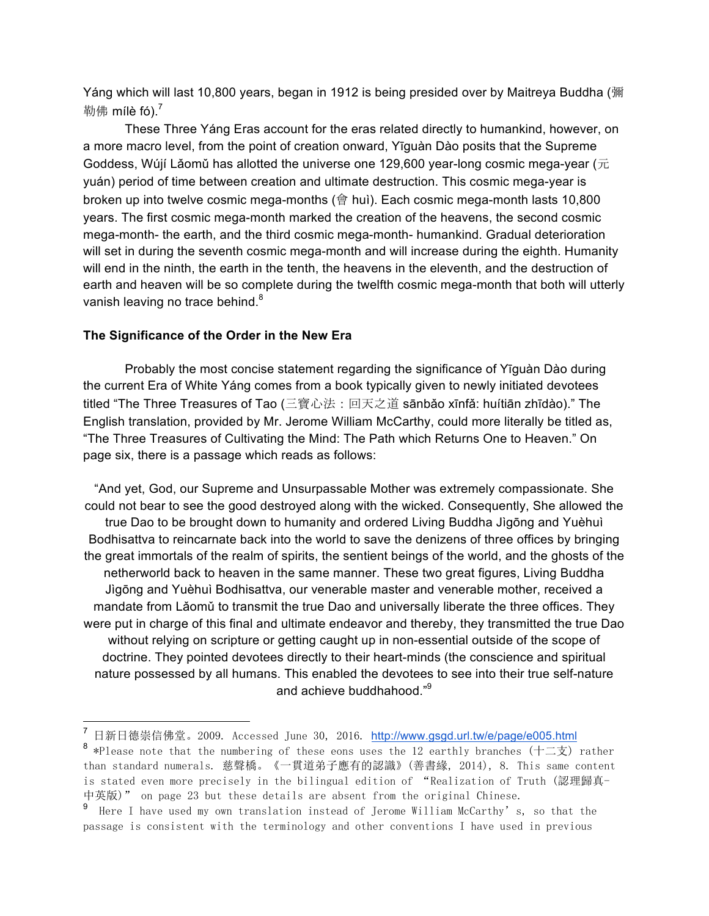Yáng which will last 10,800 years, began in 1912 is being presided over by Maitreya Buddha (彌勒佛 mílè fó).[7]

These Three Yáng Eras account for the eras related directly to humankind, however, on a more macro level, from the point of creation onward, Yīguàn Dào posits that the Supreme Goddess, Wújí Lǎomǔ has allotted the universe one 129,600 year-long cosmic mega-year (元 yuán) period of time between creation and ultimate destruction. This cosmic mega-year is broken up into twelve cosmic mega-months (會 huì). Each cosmic mega-month lasts 10,800 years. The first cosmic mega-month marked the creation of the heavens, the second cosmic mega-month- the earth, and the third cosmic mega-month- humankind. Gradual deterioration will set in during the seventh cosmic mega-month and will increase during the eighth. Humanity will end in the ninth, the earth in the tenth, the heavens in the eleventh, and the destruction of earth and heaven will be so complete during the twelfth cosmic mega-month that both will utterly vanish leaving no trace behind.[8]

**The Significance of the Order in the New Era**

Probably the most concise statement regarding the significance of Yīguàn Dào during the current Era of White Yáng comes from a book typically given to newly initiated devotees titled "The Three Treasures of Tao (三寶心法：回天之道 sānbǎo xīnfǎ: huítiān zhīdào)." The English translation, provided by Mr. Jerome William McCarthy, could more literally be titled as, "The Three Treasures of Cultivating the Mind: The Path which Returns One to Heaven." On page six, there is a passage which reads as follows:

> "And yet, God, our Supreme and Unsurpassable Mother was extremely compassionate. She could not bear to see the good destroyed along with the wicked. Consequently, She allowed the true Dao to be brought down to humanity and ordered Living Buddha Jìgōng and Yuèhuì Bodhisattva to reincarnate back into the world to save the denizens of three offices by bringing the great immortals of the realm of spirits, the sentient beings of the world, and the ghosts of the netherworld back to heaven in the same manner. These two great figures, Living Buddha Jìgōng and Yuèhuì Bodhisattva, our venerable master and venerable mother, received a mandate from Lǎomǔ to transmit the true Dao and universally liberate the three offices. They were put in charge of this final and ultimate endeavor and thereby, they transmitted the true Dao without relying on scripture or getting caught up in non-essential outside of the scope of doctrine. They pointed devotees directly to their heart-minds (the conscience and spiritual nature possessed by all humans. This enabled the devotees to see into their true self-nature and achieve buddhahood."[9]

---

[7] 日新日德崇信佛堂。2009. Accessed June 30, 2016. http://www.gsgd.url.tw/e/page/e005.html

[8] *Please note that the numbering of these eons uses the 12 earthly branches (十二支) rather than standard numerals. 慈聲橋。《一貫道弟子應有的認識》(善書緣, 2014), 8. This same content is stated even more precisely in the bilingual edition of "Realization of Truth (認理歸真-中英版)" on page 23 but these details are absent from the original Chinese.

[9] Here I have used my own translation instead of Jerome William McCarthy's, so that the passage is consistent with the terminology and other conventions I have used in previous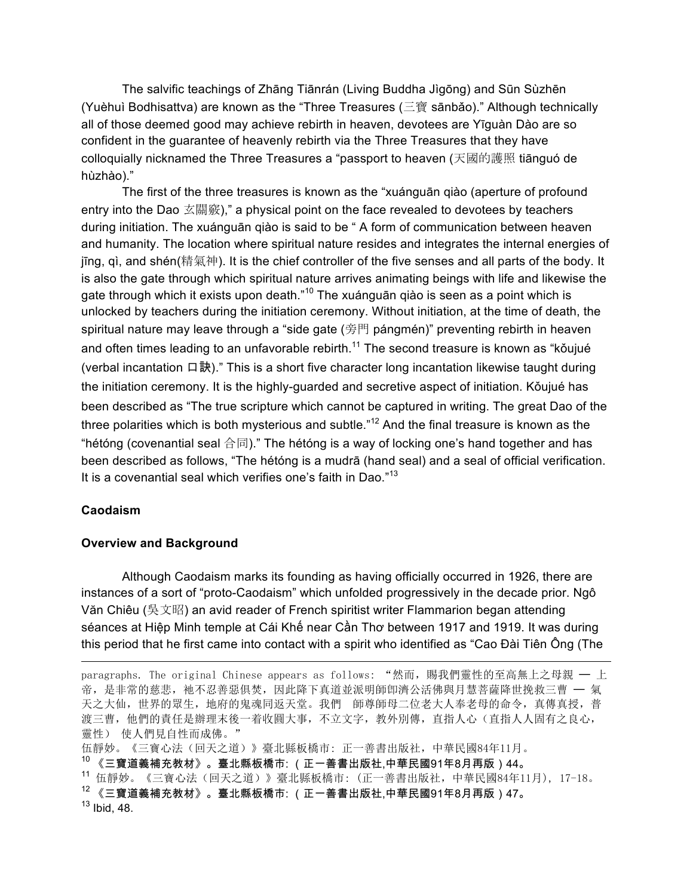The salvific teachings of Zhāng Tiānrán (Living Buddha Jìgōng) and Sūn Sùzhēn (Yuèhuì Bodhisattva) are known as the "Three Treasures (三寶 sānbǎo)." Although technically all of those deemed good may achieve rebirth in heaven, devotees are Yīguàn Dào are so confident in the guarantee of heavenly rebirth via the Three Treasures that they have colloquially nicknamed the Three Treasures a "passport to heaven (天國的護照 tiānguó de hùzhào)."

The first of the three treasures is known as the "xuánguān qiào (aperture of profound entry into the Dao 玄關竅)," a physical point on the face revealed to devotees by teachers during initiation. The xuánguān qiào is said to be " A form of communication between heaven and humanity. The location where spiritual nature resides and integrates the internal energies of jīng, qì, and shén(精氣神). It is the chief controller of the five senses and all parts of the body. It is also the gate through which spiritual nature arrives animating beings with life and likewise the gate through which it exists upon death."[10] The xuánguān qiào is seen as a point which is unlocked by teachers during the initiation ceremony. Without initiation, at the time of death, the spiritual nature may leave through a "side gate (旁門 pángmén)" preventing rebirth in heaven and often times leading to an unfavorable rebirth.[11] The second treasure is known as "kǒujué (verbal incantation 口訣)." This is a short five character long incantation likewise taught during the initiation ceremony. It is the highly-guarded and secretive aspect of initiation. Kǒujué has been described as "The true scripture which cannot be captured in writing. The great Dao of the three polarities which is both mysterious and subtle."[12] And the final treasure is known as the "hétóng (covenantial seal 合同)." The hétóng is a way of locking one's hand together and has been described as follows, "The hétóng is a mudrā (hand seal) and a seal of official verification. It is a covenantial seal which verifies one's faith in Dao."[13]

## Caodaism

### Overview and Background

Although Caodaism marks its founding as having officially occurred in 1926, there are instances of a sort of "proto-Caodaism" which unfolded progressively in the decade prior. Ngô Văn Chiêu (吳文昭) an avid reader of French spiritist writer Flammarion began attending séances at Hiệp Minh temple at Cái Khế near Cần Thơ between 1917 and 1919. It was during this period that he first came into contact with a spirit who identified as "Cao Đài Tiên Ông (The

---

paragraphs. The original Chinese appears as follows: "然而，賜我們靈性的至高無上之母親 — 上帝，是非常的慈悲，祂不忍善惡俱焚，因此降下真道並派明師卽濟公活佛與月慧菩薩降世挽救三曹 — 氣天之大仙，世界的眾生，地府的鬼魂同返天堂。我們　師尊師母二位老大人奉老母的命令，真傳真授，普渡三曹，他們的責任是辦理末後一着收圓大事，不立文字，教外別傳，直指人心（直指人人固有之良心，靈性）使人們見自性而成佛。"
伍靜妙。《三寶心法（回天之道）》臺北縣板橋市：正一善書出版社，中華民國84年11月。

[10] 《三寶道義補充教材》。臺北縣板橋市:（正一善書出版社,中華民國91年8月再版）44。

[11] 伍靜妙。《三寶心法（回天之道）》臺北縣板橋市:（正一善書出版社，中華民國84年11月），17-18。

[12] 《三寶道義補充教材》。臺北縣板橋市:（正一善書出版社,中華民國91年8月再版）47。

[13] Ibid, 48.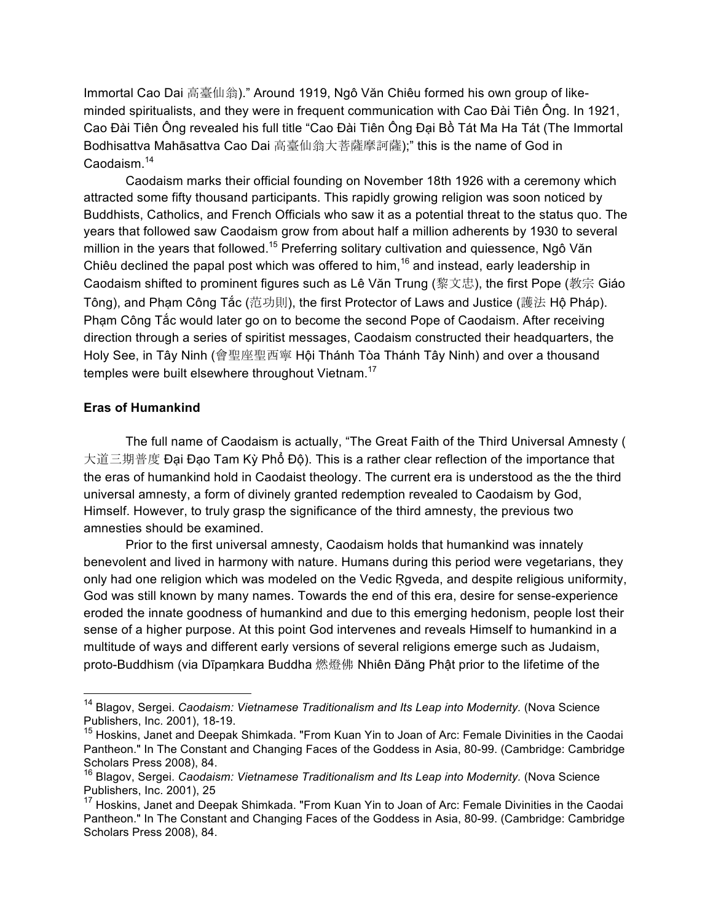Immortal Cao Dai 高臺仙翁).” Around 1919, Ngô Văn Chiêu formed his own group of like-minded spiritualists, and they were in frequent communication with Cao Đài Tiên Ông. In 1921, Cao Đài Tiên Ông revealed his full title “Cao Đài Tiên Ông Đại Bồ Tát Ma Ha Tát (The Immortal Bodhisattva Mahāsattva Cao Dai 高臺仙翁大菩薩摩訶薩);” this is the name of God in Caodaism.[14]

Caodaism marks their official founding on November 18th 1926 with a ceremony which attracted some fifty thousand participants. This rapidly growing religion was soon noticed by Buddhists, Catholics, and French Officials who saw it as a potential threat to the status quo. The years that followed saw Caodaism grow from about half a million adherents by 1930 to several million in the years that followed.[15] Preferring solitary cultivation and quiessence, Ngô Văn Chiêu declined the papal post which was offered to him,[16] and instead, early leadership in Caodaism shifted to prominent figures such as Lê Văn Trung (黎文忠), the first Pope (教宗 Giáo Tông), and Phạm Công Tắc (范功則), the first Protector of Laws and Justice (護法 Hộ Pháp). Phạm Công Tắc would later go on to become the second Pope of Caodaism. After receiving direction through a series of spiritist messages, Caodaism constructed their headquarters, the Holy See, in Tây Ninh (會聖座聖西寧 Hội Thánh Tòa Thánh Tây Ninh) and over a thousand temples were built elsewhere throughout Vietnam.[17]

**Eras of Humankind**

The full name of Caodaism is actually, “The Great Faith of the Third Universal Amnesty (大道三期普度 Đại Đạo Tam Kỳ Phổ Độ). This is a rather clear reflection of the importance that the eras of humankind hold in Caodaist theology. The current era is understood as the the third universal amnesty, a form of divinely granted redemption revealed to Caodaism by God, Himself. However, to truly grasp the significance of the third amnesty, the previous two amnesties should be examined.

Prior to the first universal amnesty, Caodaism holds that humankind was innately benevolent and lived in harmony with nature. Humans during this period were vegetarians, they only had one religion which was modeled on the Vedic Ṛgveda, and despite religious uniformity, God was still known by many names. Towards the end of this era, desire for sense-experience eroded the innate goodness of humankind and due to this emerging hedonism, people lost their sense of a higher purpose. At this point God intervenes and reveals Himself to humankind in a multitude of ways and different early versions of several religions emerge such as Judaism, proto-Buddhism (via Dīpaṃkara Buddha 燃燈佛 Nhiên Đăng Phật prior to the lifetime of the

---

[14] Blagov, Sergei. *Caodaism: Vietnamese Traditionalism and Its Leap into Modernity.* (Nova Science Publishers, Inc. 2001), 18-19.

[15] Hoskins, Janet and Deepak Shimkada. "From Kuan Yin to Joan of Arc: Female Divinities in the Caodai Pantheon." In The Constant and Changing Faces of the Goddess in Asia, 80-99. (Cambridge: Cambridge Scholars Press 2008), 84.

[16] Blagov, Sergei. *Caodaism: Vietnamese Traditionalism and Its Leap into Modernity.* (Nova Science Publishers, Inc. 2001), 25

[17] Hoskins, Janet and Deepak Shimkada. "From Kuan Yin to Joan of Arc: Female Divinities in the Caodai Pantheon." In The Constant and Changing Faces of the Goddess in Asia, 80-99. (Cambridge: Cambridge Scholars Press 2008), 84.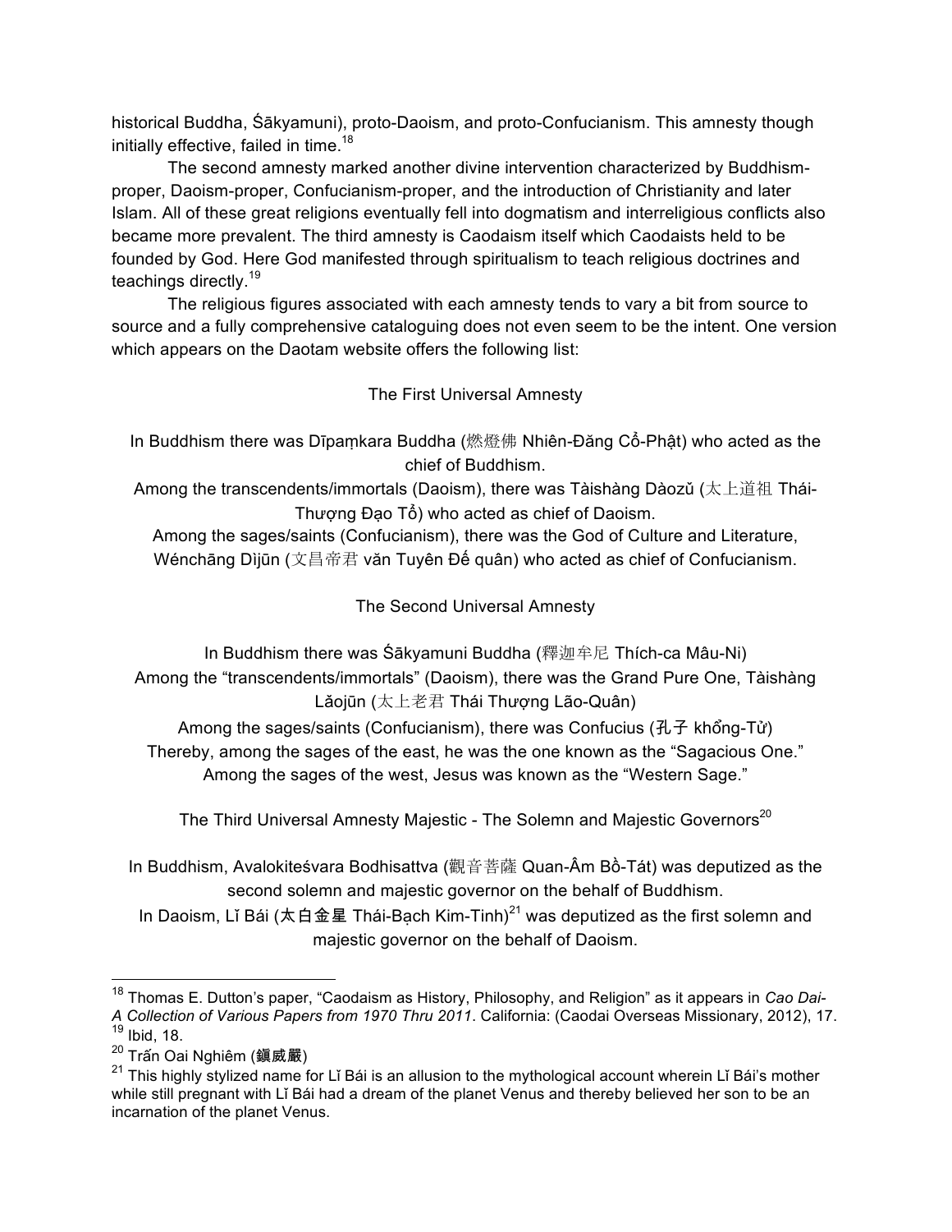historical Buddha, Śākyamuni), proto-Daoism, and proto-Confucianism. This amnesty though initially effective, failed in time.[18]

The second amnesty marked another divine intervention characterized by Buddhism-proper, Daoism-proper, Confucianism-proper, and the introduction of Christianity and later Islam. All of these great religions eventually fell into dogmatism and interreligious conflicts also became more prevalent. The third amnesty is Caodaism itself which Caodaists held to be founded by God. Here God manifested through spiritualism to teach religious doctrines and teachings directly.[19]

The religious figures associated with each amnesty tends to vary a bit from source to source and a fully comprehensive cataloguing does not even seem to be the intent. One version which appears on the Daotam website offers the following list:

The First Universal Amnesty

In Buddhism there was Dīpaṃkara Buddha (燃燈佛 Nhiên-Đăng Cổ-Phật) who acted as the chief of Buddhism.
Among the transcendents/immortals (Daoism), there was Tàishàng Dàozǔ (太上道祖 Thái-Thượng Đạo Tổ) who acted as chief of Daoism.
Among the sages/saints (Confucianism), there was the God of Culture and Literature, Wénchāng Dìjūn (文昌帝君 văn Tuyên Đế quân) who acted as chief of Confucianism.

The Second Universal Amnesty

In Buddhism there was Śākyamuni Buddha (釋迦牟尼 Thích-ca Mâu-Ni)
Among the "transcendents/immortals" (Daoism), there was the Grand Pure One, Tàishàng Lǎojūn (太上老君 Thái Thượng Lão-Quân)
Among the sages/saints (Confucianism), there was Confucius (孔子 khổng-Tử)
Thereby, among the sages of the east, he was the one known as the "Sagacious One."
Among the sages of the west, Jesus was known as the "Western Sage."

The Third Universal Amnesty Majestic - The Solemn and Majestic Governors[20]

In Buddhism, Avalokiteśvara Bodhisattva (觀音菩薩 Quan-Âm Bồ-Tát) was deputized as the second solemn and majestic governor on the behalf of Buddhism.
In Daoism, Lǐ Bái (太白金星 Thái-Bạch Kim-Tinh)[21] was deputized as the first solemn and majestic governor on the behalf of Daoism.

---

[18] Thomas E. Dutton's paper, "Caodaism as History, Philosophy, and Religion" as it appears in *Cao Dai- A Collection of Various Papers from 1970 Thru 2011*. California: (Caodai Overseas Missionary, 2012), 17.
[19] Ibid, 18.
[20] Trấn Oai Nghiêm (鎮威嚴)
[21] This highly stylized name for Lǐ Bái is an allusion to the mythological account wherein Lǐ Bái's mother while still pregnant with Lǐ Bái had a dream of the planet Venus and thereby believed her son to be an incarnation of the planet Venus.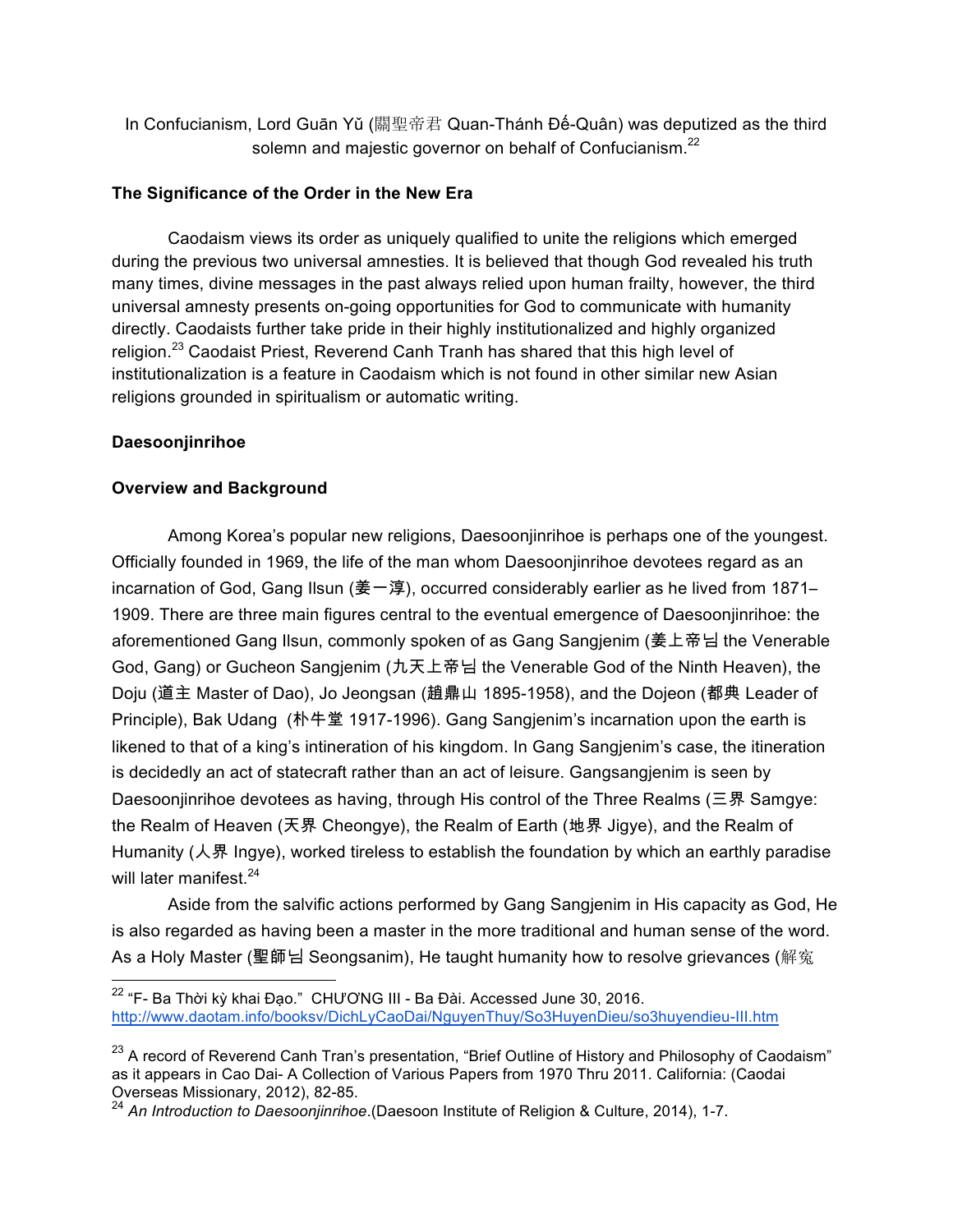In Confucianism, Lord Guān Yǔ (關聖帝君 Quan-Thánh Đế-Quân) was deputized as the third solemn and majestic governor on behalf of Confucianism.[22]

**The Significance of the Order in the New Era**

Caodaism views its order as uniquely qualified to unite the religions which emerged during the previous two universal amnesties. It is believed that though God revealed his truth many times, divine messages in the past always relied upon human frailty, however, the third universal amnesty presents on-going opportunities for God to communicate with humanity directly. Caodaists further take pride in their highly institutionalized and highly organized religion.[23] Caodaist Priest, Reverend Canh Tranh has shared that this high level of institutionalization is a feature in Caodaism which is not found in other similar new Asian religions grounded in spiritualism or automatic writing.

**Daesoonjinrihoe**

**Overview and Background**

Among Korea's popular new religions, Daesoonjinrihoe is perhaps one of the youngest. Officially founded in 1969, the life of the man whom Daesoonjinrihoe devotees regard as an incarnation of God, Gang Ilsun (姜一淳), occurred considerably earlier as he lived from 1871–1909. There are three main figures central to the eventual emergence of Daesoonjinrihoe: the aforementioned Gang Ilsun, commonly spoken of as Gang Sangjenim (姜上帝님 the Venerable God, Gang) or Gucheon Sangjenim (九天上帝님 the Venerable God of the Ninth Heaven), the Doju (道主 Master of Dao), Jo Jeongsan (趙鼎山 1895-1958), and the Dojeon (都典 Leader of Principle), Bak Udang (朴牛堂 1917-1996). Gang Sangjenim's incarnation upon the earth is likened to that of a king's intineration of his kingdom. In Gang Sangjenim's case, the itineration is decidedly an act of statecraft rather than an act of leisure. Gangsangjenim is seen by Daesoonjinrihoe devotees as having, through His control of the Three Realms (三界 Samgye: the Realm of Heaven (天界 Cheongye), the Realm of Earth (地界 Jigye), and the Realm of Humanity (人界 Ingye), worked tireless to establish the foundation by which an earthly paradise will later manifest.[24]

Aside from the salvific actions performed by Gang Sangjenim in His capacity as God, He is also regarded as having been a master in the more traditional and human sense of the word. As a Holy Master (聖師님 Seongsanim), He taught humanity how to resolve grievances (解冤

---

[22] "F- Ba Thời kỳ khai Đạo." CHƯƠNG III - Ba Đài. Accessed June 30, 2016. http://www.daotam.info/booksv/DichLyCaoDai/NguyenThuy/So3HuyenDieu/so3huyendieu-III.htm

[23] A record of Reverend Canh Tran's presentation, "Brief Outline of History and Philosophy of Caodaism" as it appears in Cao Dai- A Collection of Various Papers from 1970 Thru 2011. California: (Caodai Overseas Missionary, 2012), 82-85.

[24] *An Introduction to Daesoonjinrihoe*.(Daesoon Institute of Religion & Culture, 2014), 1-7.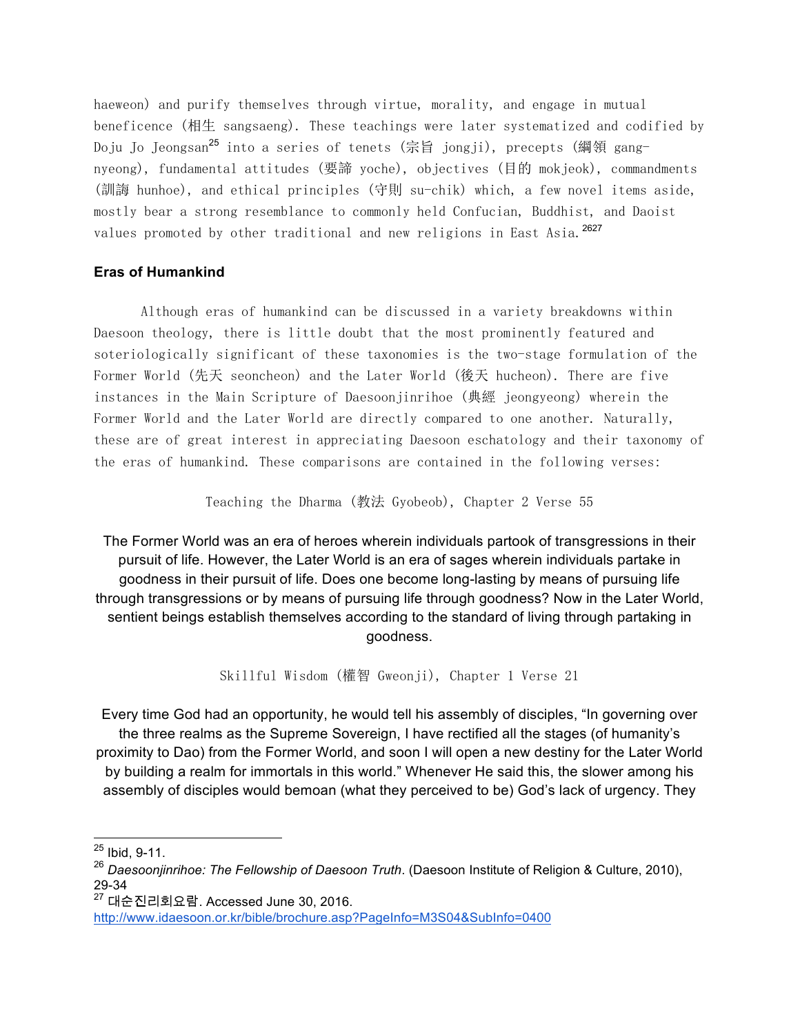haeweon) and purify themselves through virtue, morality, and engage in mutual beneficence (相生 sangsaeng). These teachings were later systematized and codified by Doju Jo Jeongsan[25] into a series of tenets (宗旨 jongji), precepts (綱領 gang-nyeong), fundamental attitudes (要諦 yoche), objectives (目的 mokjeok), commandments (訓誨 hunhoe), and ethical principles (守則 su-chik) which, a few novel items aside, mostly bear a strong resemblance to commonly held Confucian, Buddhist, and Daoist values promoted by other traditional and new religions in East Asia.[26][27]

### Eras of Humankind

Although eras of humankind can be discussed in a variety breakdowns within Daesoon theology, there is little doubt that the most prominently featured and soteriologically significant of these taxonomies is the two-stage formulation of the Former World (先天 seoncheon) and the Later World (後天 hucheon). There are five instances in the Main Scripture of Daesoonjinrihoe (典經 jeongyeong) wherein the Former World and the Later World are directly compared to one another. Naturally, these are of great interest in appreciating Daesoon eschatology and their taxonomy of the eras of humankind. These comparisons are contained in the following verses:

Teaching the Dharma (教法 Gyobeob), Chapter 2 Verse 55

The Former World was an era of heroes wherein individuals partook of transgressions in their pursuit of life. However, the Later World is an era of sages wherein individuals partake in goodness in their pursuit of life. Does one become long-lasting by means of pursuing life through transgressions or by means of pursuing life through goodness? Now in the Later World, sentient beings establish themselves according to the standard of living through partaking in goodness.

Skillful Wisdom (權智 Gweonji), Chapter 1 Verse 21

Every time God had an opportunity, he would tell his assembly of disciples, "In governing over the three realms as the Supreme Sovereign, I have rectified all the stages (of humanity's proximity to Dao) from the Former World, and soon I will open a new destiny for the Later World by building a realm for immortals in this world." Whenever He said this, the slower among his assembly of disciples would bemoan (what they perceived to be) God's lack of urgency. They

---

[25] Ibid, 9-11.

[26] *Daesoonjinrihoe: The Fellowship of Daesoon Truth*. (Daesoon Institute of Religion & Culture, 2010), 29-34

[27] 대순진리회요람. Accessed June 30, 2016. http://www.idaesoon.or.kr/bible/brochure.asp?PageInfo=M3S04&SubInfo=0400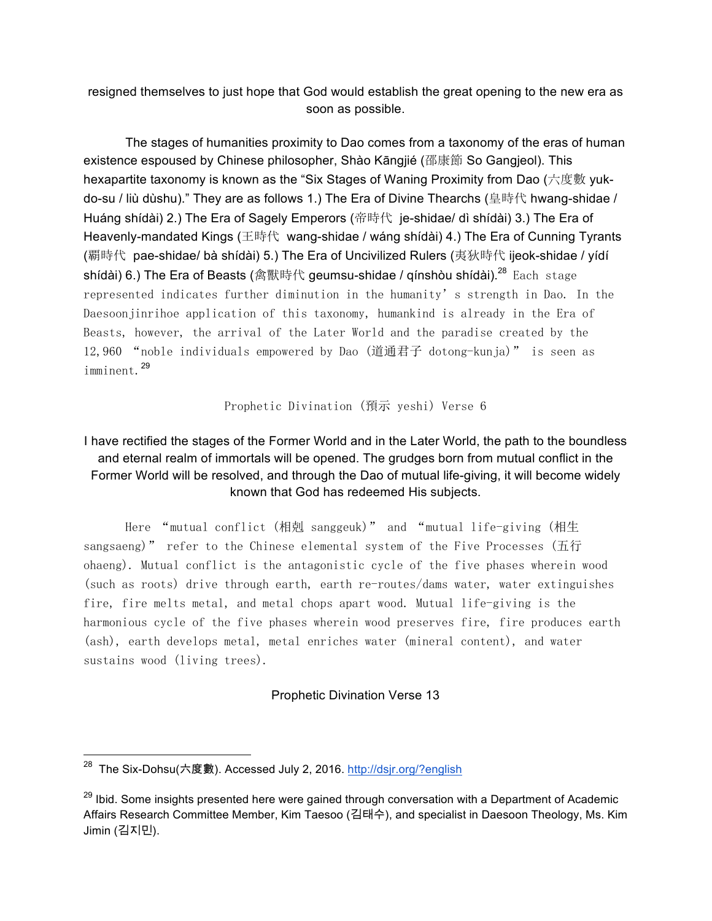resigned themselves to just hope that God would establish the great opening to the new era as soon as possible.

The stages of humanities proximity to Dao comes from a taxonomy of the eras of human existence espoused by Chinese philosopher, Shào Kāngjié (邵康節 So Gangjeol). This hexapartite taxonomy is known as the "Six Stages of Waning Proximity from Dao (六度數 yuk-do-su / liù dùshu)." They are as follows 1.) The Era of Divine Thearchs (皇時代 hwang-shidae / Huáng shídài) 2.) The Era of Sagely Emperors (帝時代 je-shidae/ dì shídài) 3.) The Era of Heavenly-mandated Kings (王時代 wang-shidae / wáng shídài) 4.) The Era of Cunning Tyrants (覇時代 pae-shidae/ bà shídài) 5.) The Era of Uncivilized Rulers (夷狄時代 ijeok-shidae / yídí shídài) 6.) The Era of Beasts (禽獸時代 geumsu-shidae / qínshòu shídài).[28] Each stage represented indicates further diminution in the humanity's strength in Dao. In the Daesoonjinrihoe application of this taxonomy, humankind is already in the Era of Beasts, however, the arrival of the Later World and the paradise created by the 12,960 "noble individuals empowered by Dao (道通君子 dotong-kunja)" is seen as imminent.[29]

Prophetic Divination (預示 yeshi) Verse 6

I have rectified the stages of the Former World and in the Later World, the path to the boundless and eternal realm of immortals will be opened. The grudges born from mutual conflict in the Former World will be resolved, and through the Dao of mutual life-giving, it will become widely known that God has redeemed His subjects.

Here "mutual conflict (相剋 sanggeuk)" and "mutual life-giving (相生 sangsaeng)" refer to the Chinese elemental system of the Five Processes (五行 ohaeng). Mutual conflict is the antagonistic cycle of the five phases wherein wood (such as roots) drive through earth, earth re-routes/dams water, water extinguishes fire, fire melts metal, and metal chops apart wood. Mutual life-giving is the harmonious cycle of the five phases wherein wood preserves fire, fire produces earth (ash), earth develops metal, metal enriches water (mineral content), and water sustains wood (living trees).

Prophetic Divination Verse 13

---

[28] The Six-Dohsu(六度數). Accessed July 2, 2016. http://dsjr.org/?english

[29] Ibid. Some insights presented here were gained through conversation with a Department of Academic Affairs Research Committee Member, Kim Taesoo (김태수), and specialist in Daesoon Theology, Ms. Kim Jimin (김지민).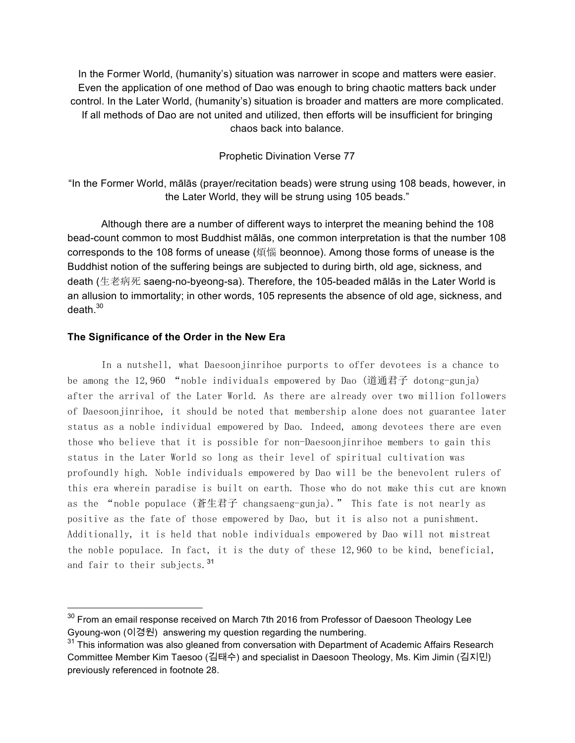In the Former World, (humanity's) situation was narrower in scope and matters were easier. Even the application of one method of Dao was enough to bring chaotic matters back under control. In the Later World, (humanity's) situation is broader and matters are more complicated. If all methods of Dao are not united and utilized, then efforts will be insufficient for bringing chaos back into balance.

Prophetic Divination Verse 77

"In the Former World, mālās (prayer/recitation beads) were strung using 108 beads, however, in the Later World, they will be strung using 105 beads."

Although there are a number of different ways to interpret the meaning behind the 108 bead-count common to most Buddhist mālās, one common interpretation is that the number 108 corresponds to the 108 forms of unease (煩惱 beonnoe). Among those forms of unease is the Buddhist notion of the suffering beings are subjected to during birth, old age, sickness, and death (生老病死 saeng-no-byeong-sa). Therefore, the 105-beaded mālās in the Later World is an allusion to immortality; in other words, 105 represents the absence of old age, sickness, and death.[30]

### The Significance of the Order in the New Era

In a nutshell, what Daesoonjinrihoe purports to offer devotees is a chance to be among the 12,960 "noble individuals empowered by Dao (道通君子 dotong-gunja) after the arrival of the Later World. As there are already over two million followers of Daesoonjinrihoe, it should be noted that membership alone does not guarantee later status as a noble individual empowered by Dao. Indeed, among devotees there are even those who believe that it is possible for non-Daesoonjinrihoe members to gain this status in the Later World so long as their level of spiritual cultivation was profoundly high. Noble individuals empowered by Dao will be the benevolent rulers of this era wherein paradise is built on earth. Those who do not make this cut are known as the "noble populace (蒼生君子 changsaeng-gunja)." This fate is not nearly as positive as the fate of those empowered by Dao, but it is also not a punishment. Additionally, it is held that noble individuals empowered by Dao will not mistreat the noble populace. In fact, it is the duty of these 12,960 to be kind, beneficial, and fair to their subjects.[31]

---

[30] From an email response received on March 7th 2016 from Professor of Daesoon Theology Lee Gyoung-won (이경원) answering my question regarding the numbering.

[31] This information was also gleaned from conversation with Department of Academic Affairs Research Committee Member Kim Taesoo (김태수) and specialist in Daesoon Theology, Ms. Kim Jimin (김지민) previously referenced in footnote 28.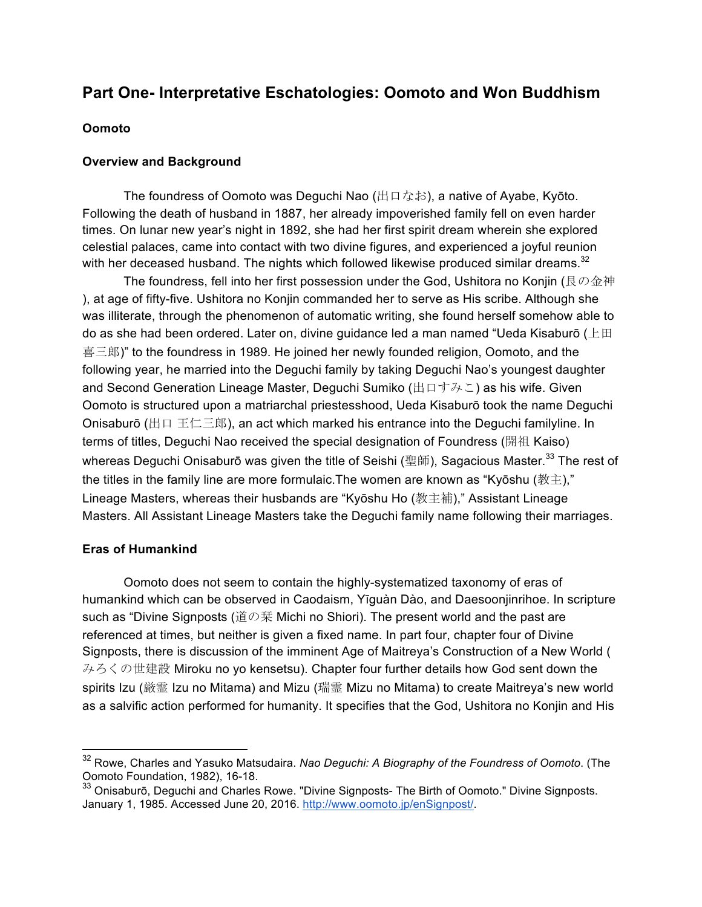## Part One- Interpretative Eschatologies: Oomoto and Won Buddhism

### Oomoto

### Overview and Background

The foundress of Oomoto was Deguchi Nao (出口なお), a native of Ayabe, Kyōto. Following the death of husband in 1887, her already impoverished family fell on even harder times. On lunar new year's night in 1892, she had her first spirit dream wherein she explored celestial palaces, came into contact with two divine figures, and experienced a joyful reunion with her deceased husband. The nights which followed likewise produced similar dreams.[32]

The foundress, fell into her first possession under the God, Ushitora no Konjin (艮の金神), at age of fifty-five. Ushitora no Konjin commanded her to serve as His scribe. Although she was illiterate, through the phenomenon of automatic writing, she found herself somehow able to do as she had been ordered. Later on, divine guidance led a man named "Ueda Kisaburō (上田喜三郎)" to the foundress in 1989. He joined her newly founded religion, Oomoto, and the following year, he married into the Deguchi family by taking Deguchi Nao's youngest daughter and Second Generation Lineage Master, Deguchi Sumiko (出口すみこ) as his wife. Given Oomoto is structured upon a matriarchal priestesshood, Ueda Kisaburō took the name Deguchi Onisaburō (出口 王仁三郎), an act which marked his entrance into the Deguchi familyline. In terms of titles, Deguchi Nao received the special designation of Foundress (開祖 Kaiso) whereas Deguchi Onisaburō was given the title of Seishi (聖師), Sagacious Master.[33] The rest of the titles in the family line are more formulaic.The women are known as "Kyōshu (教主)," Lineage Masters, whereas their husbands are "Kyōshu Ho (教主補)," Assistant Lineage Masters. All Assistant Lineage Masters take the Deguchi family name following their marriages.

### Eras of Humankind

Oomoto does not seem to contain the highly-systematized taxonomy of eras of humankind which can be observed in Caodaism, Yīguàn Dào, and Daesoonjinrihoe. In scripture such as "Divine Signposts (道の栞 Michi no Shiori). The present world and the past are referenced at times, but neither is given a fixed name. In part four, chapter four of Divine Signposts, there is discussion of the imminent Age of Maitreya's Construction of a New World (みろくの世建設 Miroku no yo kensetsu). Chapter four further details how God sent down the spirits Izu (厳霊 Izu no Mitama) and Mizu (瑞霊 Mizu no Mitama) to create Maitreya's new world as a salvific action performed for humanity. It specifies that the God, Ushitora no Konjin and His

---

[32] Rowe, Charles and Yasuko Matsudaira. *Nao Deguchi: A Biography of the Foundress of Oomoto*. (The Oomoto Foundation, 1982), 16-18.

[33] Onisaburō, Deguchi and Charles Rowe. "Divine Signposts- The Birth of Oomoto." Divine Signposts. January 1, 1985. Accessed June 20, 2016. http://www.oomoto.jp/enSignpost/.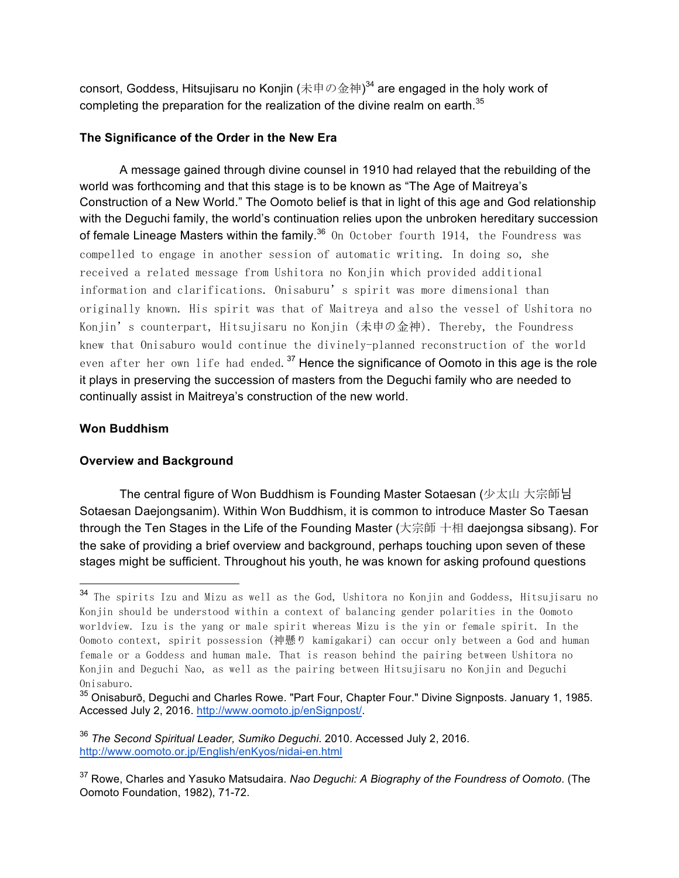consort, Goddess, Hitsujisaru no Konjin (未申の金神)[34] are engaged in the holy work of completing the preparation for the realization of the divine realm on earth.[35]

**The Significance of the Order in the New Era**

A message gained through divine counsel in 1910 had relayed that the rebuilding of the world was forthcoming and that this stage is to be known as "The Age of Maitreya's Construction of a New World." The Oomoto belief is that in light of this age and God relationship with the Deguchi family, the world's continuation relies upon the unbroken hereditary succession of female Lineage Masters within the family.[36] On October fourth 1914, the Foundress was compelled to engage in another session of automatic writing. In doing so, she received a related message from Ushitora no Konjin which provided additional information and clarifications. Onisaburu's spirit was more dimensional than originally known. His spirit was that of Maitreya and also the vessel of Ushitora no Konjin's counterpart, Hitsujisaru no Konjin (未申の金神). Thereby, the Foundress knew that Onisaburo would continue the divinely-planned reconstruction of the world even after her own life had ended.[37] Hence the significance of Oomoto in this age is the role it plays in preserving the succession of masters from the Deguchi family who are needed to continually assist in Maitreya's construction of the new world.

**Won Buddhism**

**Overview and Background**

The central figure of Won Buddhism is Founding Master Sotaesan (少太山 大宗師님 Sotaesan Daejongsanim). Within Won Buddhism, it is common to introduce Master So Taesan through the Ten Stages in the Life of the Founding Master (大宗師 十相 daejongsa sibsang). For the sake of providing a brief overview and background, perhaps touching upon seven of these stages might be sufficient. Throughout his youth, he was known for asking profound questions

---

[34] The spirits Izu and Mizu as well as the God, Ushitora no Konjin and Goddess, Hitsujisaru no Konjin should be understood within a context of balancing gender polarities in the Oomoto worldview. Izu is the yang or male spirit whereas Mizu is the yin or female spirit. In the Oomoto context, spirit possession (神懸り kamigakari) can occur only between a God and human female or a Goddess and human male. That is reason behind the pairing between Ushitora no Konjin and Deguchi Nao, as well as the pairing between Hitsujisaru no Konjin and Deguchi Onisaburo.

[35] Onisaburō, Deguchi and Charles Rowe. "Part Four, Chapter Four." Divine Signposts. January 1, 1985. Accessed July 2, 2016. http://www.oomoto.jp/enSignpost/.

[36] *The Second Spiritual Leader, Sumiko Deguchi*. 2010. Accessed July 2, 2016. http://www.oomoto.or.jp/English/enKyos/nidai-en.html

[37] Rowe, Charles and Yasuko Matsudaira. *Nao Deguchi: A Biography of the Foundress of Oomoto*. (The Oomoto Foundation, 1982), 71-72.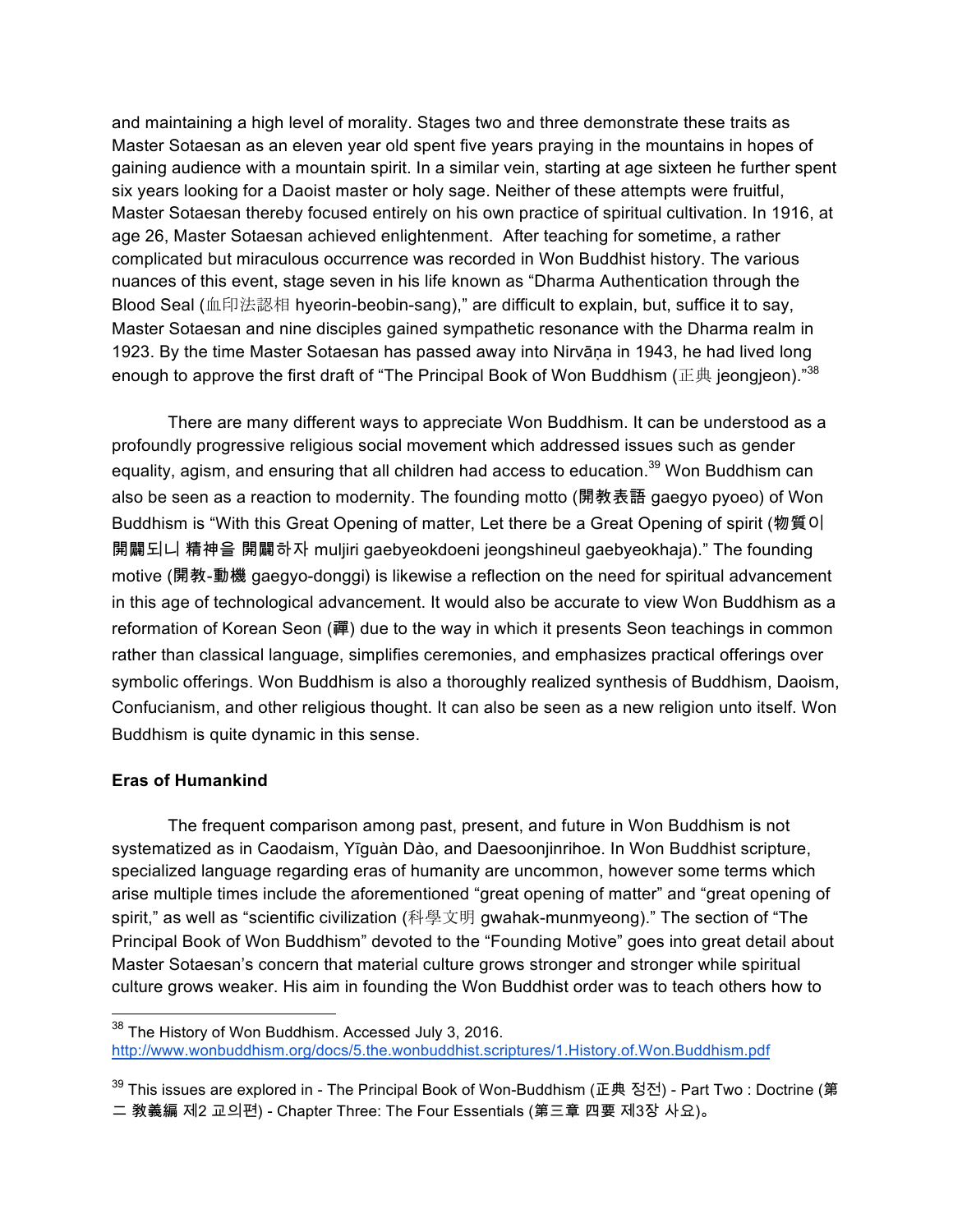and maintaining a high level of morality. Stages two and three demonstrate these traits as Master Sotaesan as an eleven year old spent five years praying in the mountains in hopes of gaining audience with a mountain spirit. In a similar vein, starting at age sixteen he further spent six years looking for a Daoist master or holy sage. Neither of these attempts were fruitful, Master Sotaesan thereby focused entirely on his own practice of spiritual cultivation. In 1916, at age 26, Master Sotaesan achieved enlightenment. After teaching for sometime, a rather complicated but miraculous occurrence was recorded in Won Buddhist history. The various nuances of this event, stage seven in his life known as "Dharma Authentication through the Blood Seal (血印法認相 hyeorin-beobin-sang)," are difficult to explain, but, suffice it to say, Master Sotaesan and nine disciples gained sympathetic resonance with the Dharma realm in 1923. By the time Master Sotaesan has passed away into Nirvāṇa in 1943, he had lived long enough to approve the first draft of "The Principal Book of Won Buddhism (正典 jeongjeon)."[38]

There are many different ways to appreciate Won Buddhism. It can be understood as a profoundly progressive religious social movement which addressed issues such as gender equality, agism, and ensuring that all children had access to education.[39] Won Buddhism can also be seen as a reaction to modernity. The founding motto (開教表語 gaegyo pyoeo) of Won Buddhism is "With this Great Opening of matter, Let there be a Great Opening of spirit (物質이 開闢되니 精神을 開闢하자 muljiri gaebyeokdoeni jeongshineul gaebyeokhaja)." The founding motive (開教-動機 gaegyo-donggi) is likewise a reflection on the need for spiritual advancement in this age of technological advancement. It would also be accurate to view Won Buddhism as a reformation of Korean Seon (禪) due to the way in which it presents Seon teachings in common rather than classical language, simplifies ceremonies, and emphasizes practical offerings over symbolic offerings. Won Buddhism is also a thoroughly realized synthesis of Buddhism, Daoism, Confucianism, and other religious thought. It can also be seen as a new religion unto itself. Won Buddhism is quite dynamic in this sense.

**Eras of Humankind**

The frequent comparison among past, present, and future in Won Buddhism is not systematized as in Caodaism, Yīguàn Dào, and Daesoonjinrihoe. In Won Buddhist scripture, specialized language regarding eras of humanity are uncommon, however some terms which arise multiple times include the aforementioned "great opening of matter" and "great opening of spirit," as well as "scientific civilization (科學文明 gwahak-munmyeong)." The section of "The Principal Book of Won Buddhism" devoted to the "Founding Motive" goes into great detail about Master Sotaesan's concern that material culture grows stronger and stronger while spiritual culture grows weaker. His aim in founding the Won Buddhist order was to teach others how to

---

[38] The History of Won Buddhism. Accessed July 3, 2016. http://www.wonbuddhism.org/docs/5.the.wonbuddhist.scriptures/1.History.of.Won.Buddhism.pdf

[39] This issues are explored in - The Principal Book of Won-Buddhism (正典 정전) - Part Two : Doctrine (第二 教義編 제2 교의편) - Chapter Three: The Four Essentials (第三章 四要 제3장 사요)。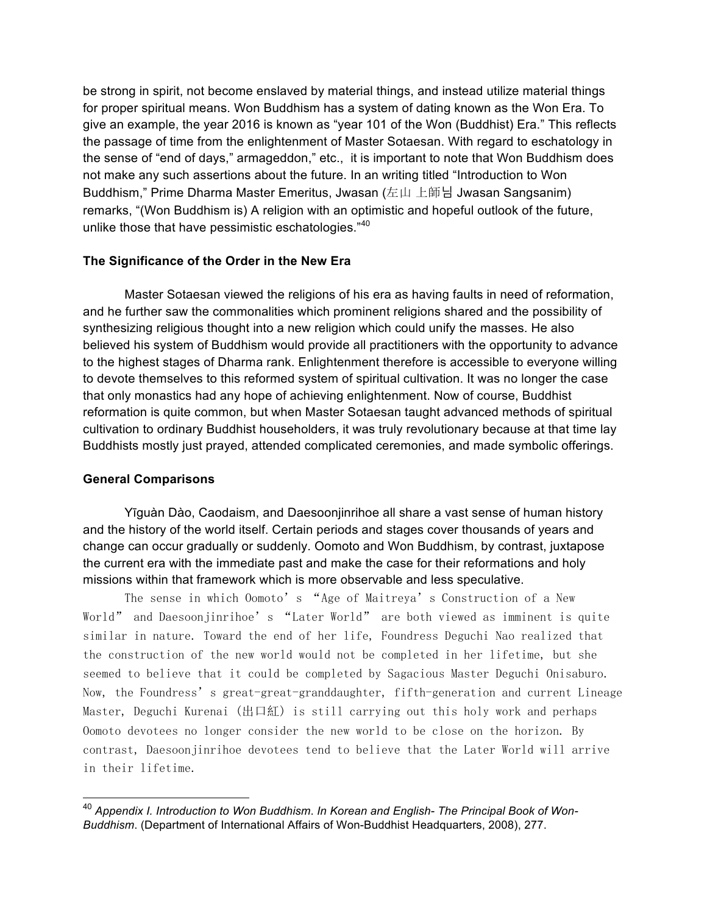be strong in spirit, not become enslaved by material things, and instead utilize material things for proper spiritual means. Won Buddhism has a system of dating known as the Won Era. To give an example, the year 2016 is known as "year 101 of the Won (Buddhist) Era." This reflects the passage of time from the enlightenment of Master Sotaesan. With regard to eschatology in the sense of "end of days," armageddon," etc., it is important to note that Won Buddhism does not make any such assertions about the future. In an writing titled "Introduction to Won Buddhism," Prime Dharma Master Emeritus, Jwasan (左山 上師님 Jwasan Sangsanim) remarks, "(Won Buddhism is) A religion with an optimistic and hopeful outlook of the future, unlike those that have pessimistic eschatologies."[40]

### The Significance of the Order in the New Era

Master Sotaesan viewed the religions of his era as having faults in need of reformation, and he further saw the commonalities which prominent religions shared and the possibility of synthesizing religious thought into a new religion which could unify the masses. He also believed his system of Buddhism would provide all practitioners with the opportunity to advance to the highest stages of Dharma rank. Enlightenment therefore is accessible to everyone willing to devote themselves to this reformed system of spiritual cultivation. It was no longer the case that only monastics had any hope of achieving enlightenment. Now of course, Buddhist reformation is quite common, but when Master Sotaesan taught advanced methods of spiritual cultivation to ordinary Buddhist householders, it was truly revolutionary because at that time lay Buddhists mostly just prayed, attended complicated ceremonies, and made symbolic offerings.

### General Comparisons

Yīguàn Dào, Caodaism, and Daesoonjinrihoe all share a vast sense of human history and the history of the world itself. Certain periods and stages cover thousands of years and change can occur gradually or suddenly. Oomoto and Won Buddhism, by contrast, juxtapose the current era with the immediate past and make the case for their reformations and holy missions within that framework which is more observable and less speculative.

The sense in which Oomoto's "Age of Maitreya's Construction of a New World" and Daesoonjinrihoe's "Later World" are both viewed as imminent is quite similar in nature. Toward the end of her life, Foundress Deguchi Nao realized that the construction of the new world would not be completed in her lifetime, but she seemed to believe that it could be completed by Sagacious Master Deguchi Onisaburo. Now, the Foundress's great-great-granddaughter, fifth-generation and current Lineage Master, Deguchi Kurenai (出口紅) is still carrying out this holy work and perhaps Oomoto devotees no longer consider the new world to be close on the horizon. By contrast, Daesoonjinrihoe devotees tend to believe that the Later World will arrive in their lifetime.

---

[40] *Appendix I. Introduction to Won Buddhism*. *In Korean and English- The Principal Book of Won-Buddhism*. (Department of International Affairs of Won-Buddhist Headquarters, 2008), 277.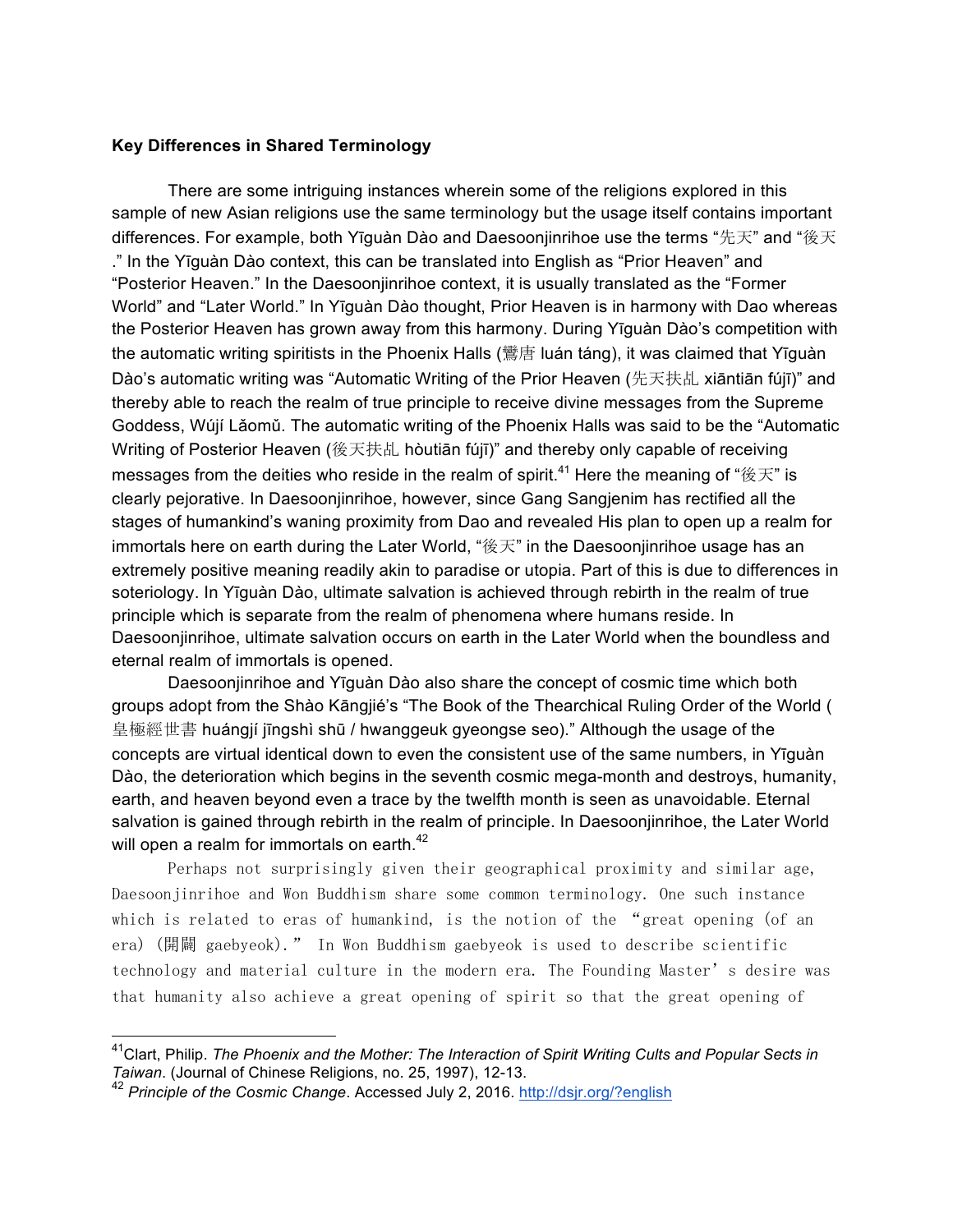**Key Differences in Shared Terminology**

There are some intriguing instances wherein some of the religions explored in this sample of new Asian religions use the same terminology but the usage itself contains important differences. For example, both Yīguàn Dào and Daesoonjinrihoe use the terms "先天" and "後天." In the Yīguàn Dào context, this can be translated into English as "Prior Heaven" and "Posterior Heaven." In the Daesoonjinrihoe context, it is usually translated as the "Former World" and "Later World." In Yīguàn Dào thought, Prior Heaven is in harmony with Dao whereas the Posterior Heaven has grown away from this harmony. During Yīguàn Dào's competition with the automatic writing spiritists in the Phoenix Halls (鸞唐 luán táng), it was claimed that Yīguàn Dào's automatic writing was "Automatic Writing of the Prior Heaven (先天扶乩 xiāntiān fújī)" and thereby able to reach the realm of true principle to receive divine messages from the Supreme Goddess, Wújí Lǎomǔ. The automatic writing of the Phoenix Halls was said to be the "Automatic Writing of Posterior Heaven (後天扶乩 hòutiān fújī)" and thereby only capable of receiving messages from the deities who reside in the realm of spirit.[41] Here the meaning of "後天" is clearly pejorative. In Daesoonjinrihoe, however, since Gang Sangjenim has rectified all the stages of humankind's waning proximity from Dao and revealed His plan to open up a realm for immortals here on earth during the Later World, "後天" in the Daesoonjinrihoe usage has an extremely positive meaning readily akin to paradise or utopia. Part of this is due to differences in soteriology. In Yīguàn Dào, ultimate salvation is achieved through rebirth in the realm of true principle which is separate from the realm of phenomena where humans reside. In Daesoonjinrihoe, ultimate salvation occurs on earth in the Later World when the boundless and eternal realm of immortals is opened.

Daesoonjinrihoe and Yīguàn Dào also share the concept of cosmic time which both groups adopt from the Shào Kāngjié's "The Book of the Thearchical Ruling Order of the World (皇極經世書 huángjí jīngshì shū / hwanggeuk gyeongse seo)." Although the usage of the concepts are virtual identical down to even the consistent use of the same numbers, in Yīguàn Dào, the deterioration which begins in the seventh cosmic mega-month and destroys, humanity, earth, and heaven beyond even a trace by the twelfth month is seen as unavoidable. Eternal salvation is gained through rebirth in the realm of principle. In Daesoonjinrihoe, the Later World will open a realm for immortals on earth.[42]

Perhaps not surprisingly given their geographical proximity and similar age, Daesoonjinrihoe and Won Buddhism share some common terminology. One such instance which is related to eras of humankind, is the notion of the "great opening (of an era) (開闢 gaebyeok)." In Won Buddhism gaebyeok is used to describe scientific technology and material culture in the modern era. The Founding Master's desire was that humanity also achieve a great opening of spirit so that the great opening of

---

[41] Clart, Philip. *The Phoenix and the Mother: The Interaction of Spirit Writing Cults and Popular Sects in Taiwan*. (Journal of Chinese Religions, no. 25, 1997), 12-13.

[42] *Principle of the Cosmic Change*. Accessed July 2, 2016. http://dsjr.org/?english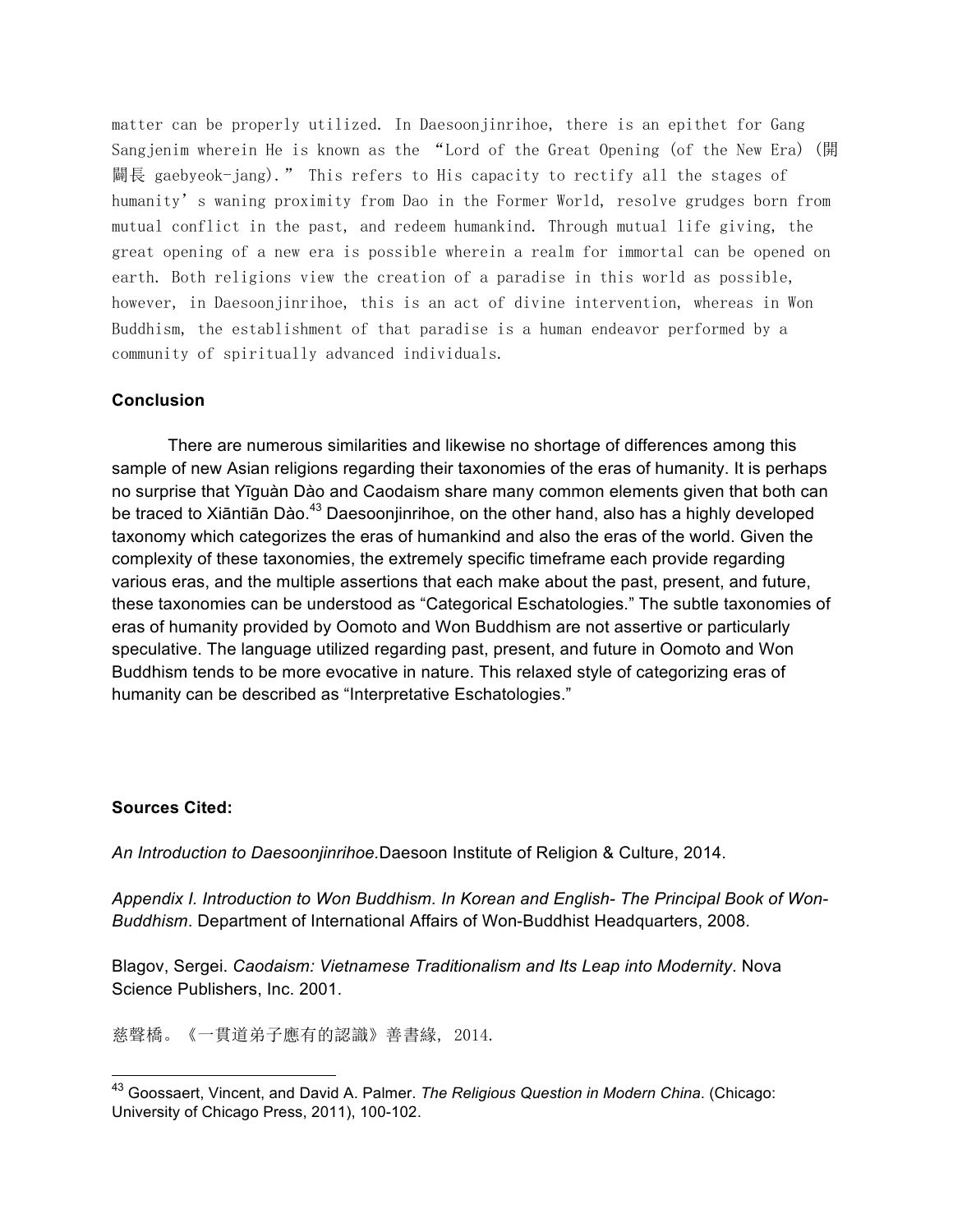matter can be properly utilized. In Daesoonjinrihoe, there is an epithet for Gang Sangjenim wherein He is known as the "Lord of the Great Opening (of the New Era) (開闢長 gaebyeok-jang)." This refers to His capacity to rectify all the stages of humanity's waning proximity from Dao in the Former World, resolve grudges born from mutual conflict in the past, and redeem humankind. Through mutual life giving, the great opening of a new era is possible wherein a realm for immortal can be opened on earth. Both religions view the creation of a paradise in this world as possible, however, in Daesoonjinrihoe, this is an act of divine intervention, whereas in Won Buddhism, the establishment of that paradise is a human endeavor performed by a community of spiritually advanced individuals.

## Conclusion

There are numerous similarities and likewise no shortage of differences among this sample of new Asian religions regarding their taxonomies of the eras of humanity. It is perhaps no surprise that Yīguàn Dào and Caodaism share many common elements given that both can be traced to Xiāntiān Dào.[43] Daesoonjinrihoe, on the other hand, also has a highly developed taxonomy which categorizes the eras of humankind and also the eras of the world. Given the complexity of these taxonomies, the extremely specific timeframe each provide regarding various eras, and the multiple assertions that each make about the past, present, and future, these taxonomies can be understood as "Categorical Eschatologies." The subtle taxonomies of eras of humanity provided by Oomoto and Won Buddhism are not assertive or particularly speculative. The language utilized regarding past, present, and future in Oomoto and Won Buddhism tends to be more evocative in nature. This relaxed style of categorizing eras of humanity can be described as "Interpretative Eschatologies."

## Sources Cited:

*An Introduction to Daesoonjinrihoe.* Daesoon Institute of Religion & Culture, 2014.

*Appendix I. Introduction to Won Buddhism. In Korean and English- The Principal Book of Won-Buddhism*. Department of International Affairs of Won-Buddhist Headquarters, 2008.

Blagov, Sergei. *Caodaism: Vietnamese Traditionalism and Its Leap into Modernity*. Nova Science Publishers, Inc. 2001.

慈聲橋。《一貫道弟子應有的認識》善書緣, 2014.

---

[43] Goossaert, Vincent, and David A. Palmer. *The Religious Question in Modern China*. (Chicago: University of Chicago Press, 2011), 100-102.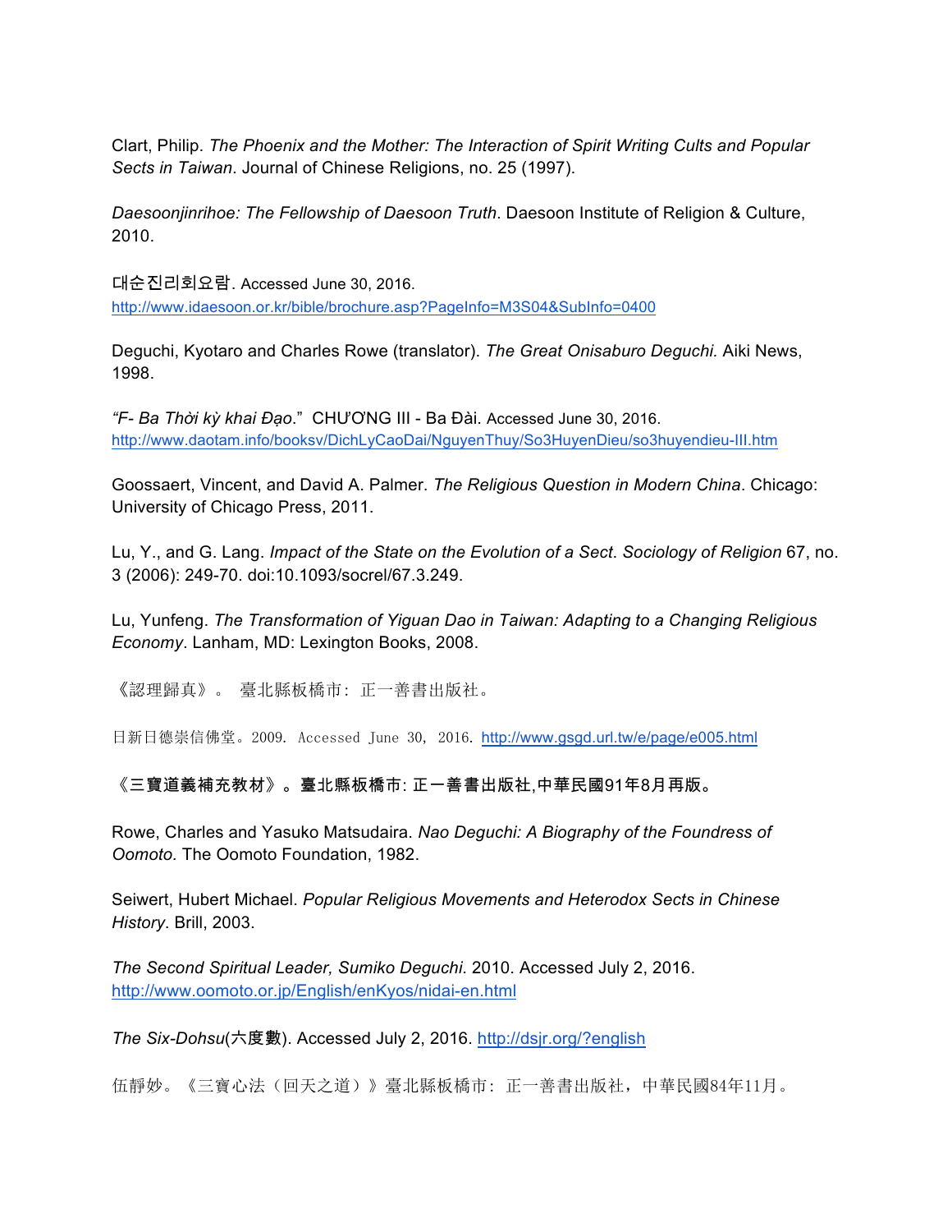Clart, Philip. *The Phoenix and the Mother: The Interaction of Spirit Writing Cults and Popular Sects in Taiwan*. Journal of Chinese Religions, no. 25 (1997).

*Daesoonjinrihoe: The Fellowship of Daesoon Truth*. Daesoon Institute of Religion & Culture, 2010.

대순진리회요람. Accessed June 30, 2016. http://www.idaesoon.or.kr/bible/brochure.asp?PageInfo=M3S04&SubInfo=0400

Deguchi, Kyotaro and Charles Rowe (translator). *The Great Onisaburo Deguchi.* Aiki News, 1998.

*"F- Ba Thời kỳ khai Đạo*." CHƯƠNG III - Ba Đài. Accessed June 30, 2016. http://www.daotam.info/booksv/DichLyCaoDai/NguyenThuy/So3HuyenDieu/so3huyendieu-III.htm

Goossaert, Vincent, and David A. Palmer. *The Religious Question in Modern China*. Chicago: University of Chicago Press, 2011.

Lu, Y., and G. Lang. *Impact of the State on the Evolution of a Sect*. *Sociology of Religion* 67, no. 3 (2006): 249-70. doi:10.1093/socrel/67.3.249.

Lu, Yunfeng. *The Transformation of Yiguan Dao in Taiwan: Adapting to a Changing Religious Economy*. Lanham, MD: Lexington Books, 2008.

《認理歸真》。 臺北縣板橋市: 正一善書出版社。

日新日德崇信佛堂。2009. Accessed June 30, 2016. http://www.gsgd.url.tw/e/page/e005.html

**《三寶道義補充教材》。臺北縣板橋市: 正一善書出版社,中華民國91年8月再版。**

Rowe, Charles and Yasuko Matsudaira. *Nao Deguchi: A Biography of the Foundress of Oomoto.* The Oomoto Foundation, 1982.

Seiwert, Hubert Michael. *Popular Religious Movements and Heterodox Sects in Chinese History*. Brill, 2003.

*The Second Spiritual Leader, Sumiko Deguchi*. 2010. Accessed July 2, 2016. http://www.oomoto.or.jp/English/enKyos/nidai-en.html

*The Six-Dohsu*(六度數). Accessed July 2, 2016. http://dsjr.org/?english

伍靜妙。《三寶心法（回天之道）》臺北縣板橋市: 正一善書出版社，中華民國84年11月。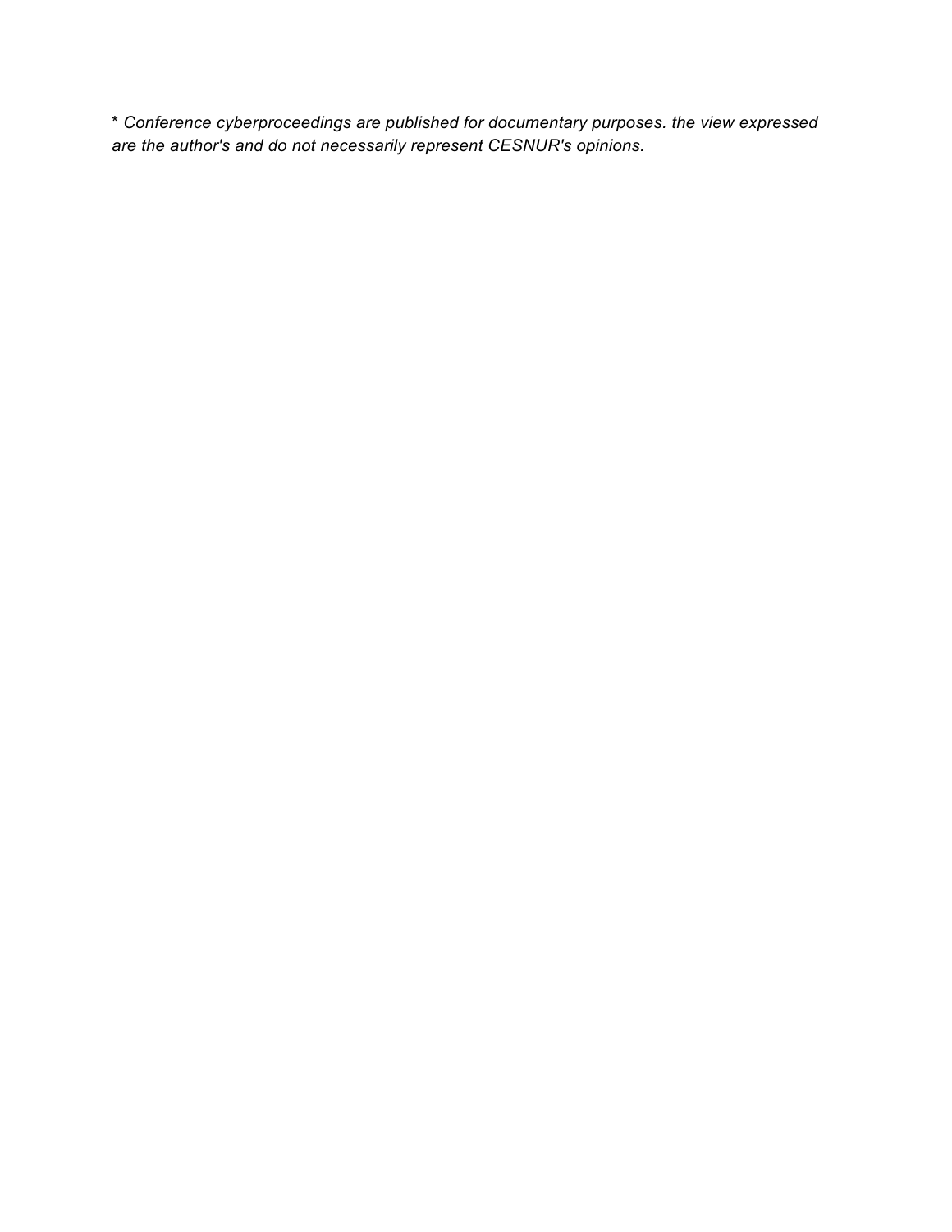* *Conference cyberproceedings are published for documentary purposes. the view expressed are the author's and do not necessarily represent CESNUR's opinions.*